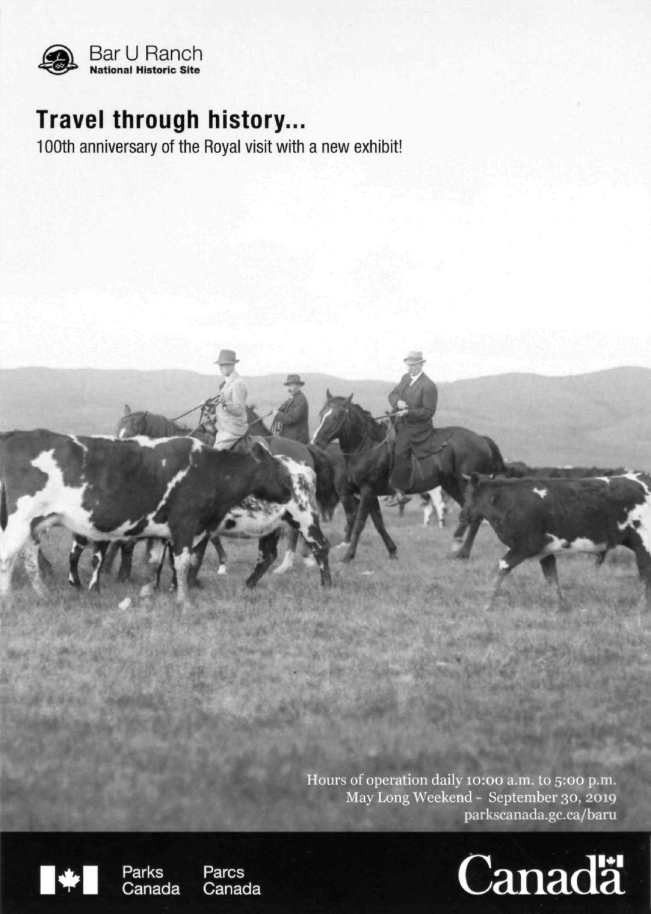Bar U Ranch
**National Historic Site**

# Travel through history...

100th anniversary of the Royal visit with a new exhibit!

Hours of operation daily 10:00 a.m. to 5:00 p.m.
May Long Weekend - September 30, 2019
parkscanada.gc.ca/baru

Parks Canada | Parcs Canada

Canada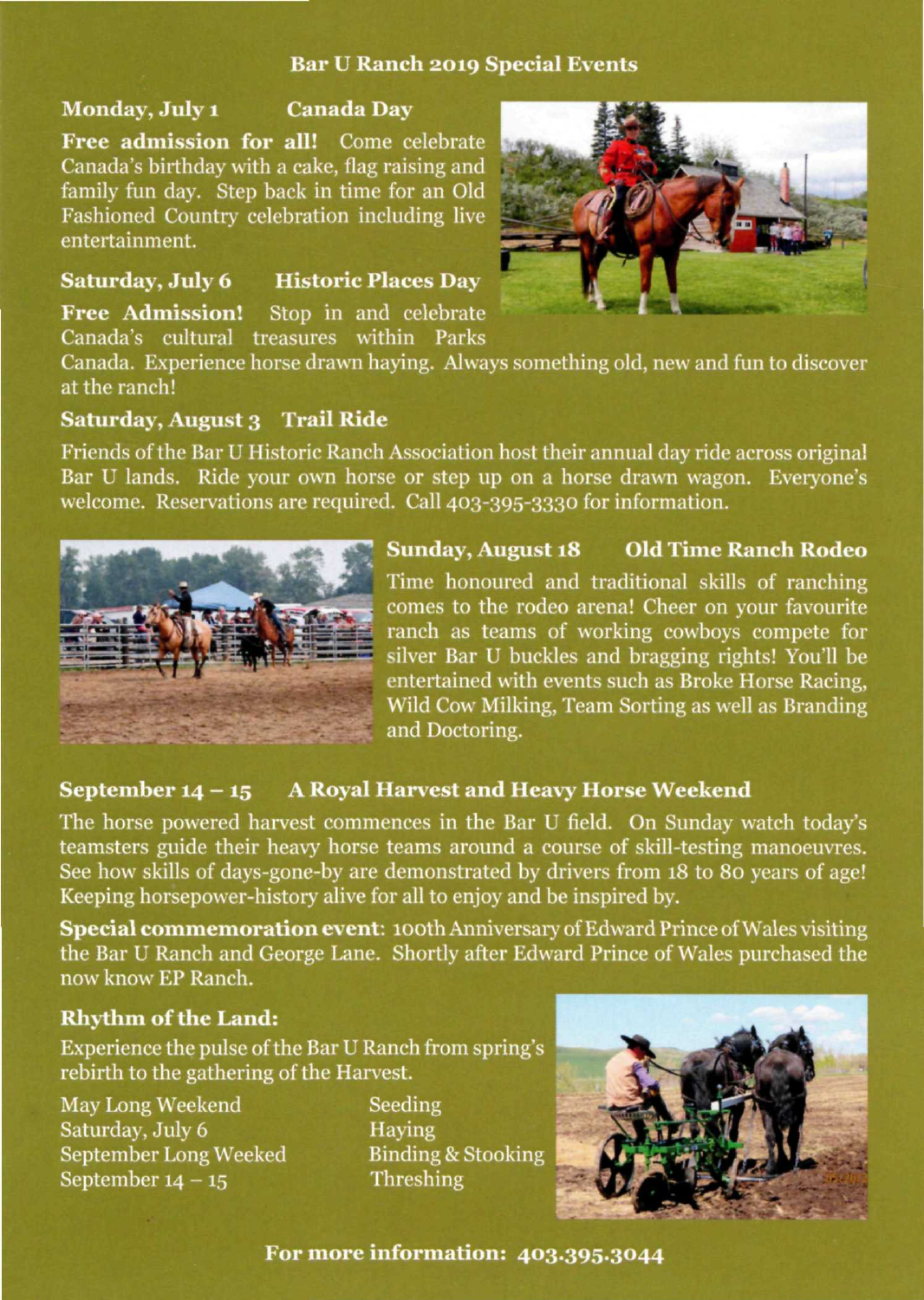## Bar U Ranch 2019 Special Events

### Monday, July 1 — Canada Day

**Free admission for all!** Come celebrate Canada's birthday with a cake, flag raising and family fun day. Step back in time for an Old Fashioned Country celebration including live entertainment.

### Saturday, July 6 — Historic Places Day

**Free Admission!** Stop in and celebrate Canada's cultural treasures within Parks Canada. Experience horse drawn haying. Always something old, new and fun to discover at the ranch!

### Saturday, August 3 — Trail Ride

Friends of the Bar U Historic Ranch Association host their annual day ride across original Bar U lands. Ride your own horse or step up on a horse drawn wagon. Everyone's welcome. Reservations are required. Call 403-395-3330 for information.

### Sunday, August 18 — Old Time Ranch Rodeo

Time honoured and traditional skills of ranching comes to the rodeo arena! Cheer on your favourite ranch as teams of working cowboys compete for silver Bar U buckles and bragging rights! You'll be entertained with events such as Broke Horse Racing, Wild Cow Milking, Team Sorting as well as Branding and Doctoring.

### September 14 – 15 — A Royal Harvest and Heavy Horse Weekend

The horse powered harvest commences in the Bar U field. On Sunday watch today's teamsters guide their heavy horse teams around a course of skill-testing manoeuvres. See how skills of days-gone-by are demonstrated by drivers from 18 to 80 years of age! Keeping horsepower-history alive for all to enjoy and be inspired by.

**Special commemoration event**: 100th Anniversary of Edward Prince of Wales visiting the Bar U Ranch and George Lane. Shortly after Edward Prince of Wales purchased the now know EP Ranch.

### Rhythm of the Land:

Experience the pulse of the Bar U Ranch from spring's rebirth to the gathering of the Harvest.

| | |
|---|---|
| May Long Weekend | Seeding |
| Saturday, July 6 | Haying |
| September Long Weeked | Binding & Stooking |
| September 14 – 15 | Threshing |

**For more information: 403.395.3044**